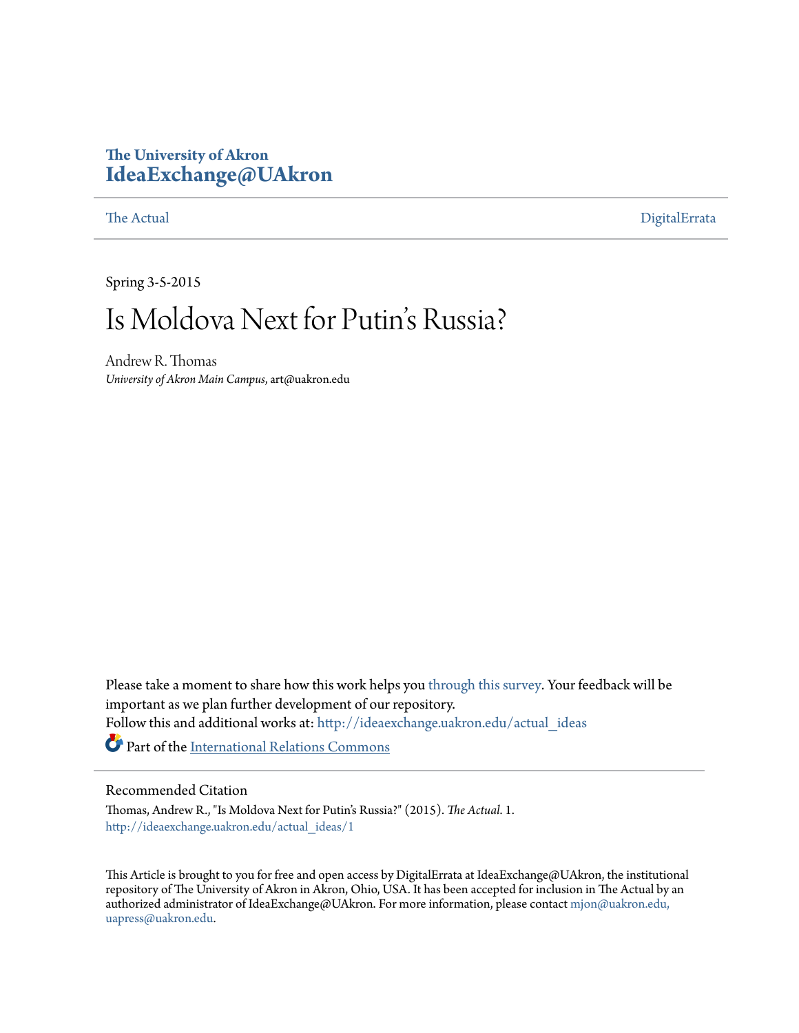The University of Akron
**IdeaExchange@UAkron**

The Actual | DigitalErrata

Spring 3-5-2015

# Is Moldova Next for Putin's Russia?

Andrew R. Thomas
*University of Akron Main Campus*, art@uakron.edu

Please take a moment to share how this work helps you through this survey. Your feedback will be important as we plan further development of our repository.
Follow this and additional works at: http://ideaexchange.uakron.edu/actual_ideas

Part of the International Relations Commons

## Recommended Citation

Thomas, Andrew R., "Is Moldova Next for Putin's Russia?" (2015). *The Actual*. 1.
http://ideaexchange.uakron.edu/actual_ideas/1

This Article is brought to you for free and open access by DigitalErrata at IdeaExchange@UAkron, the institutional repository of The University of Akron in Akron, Ohio, USA. It has been accepted for inclusion in The Actual by an authorized administrator of IdeaExchange@UAkron. For more information, please contact mjon@uakron.edu, uapress@uakron.edu.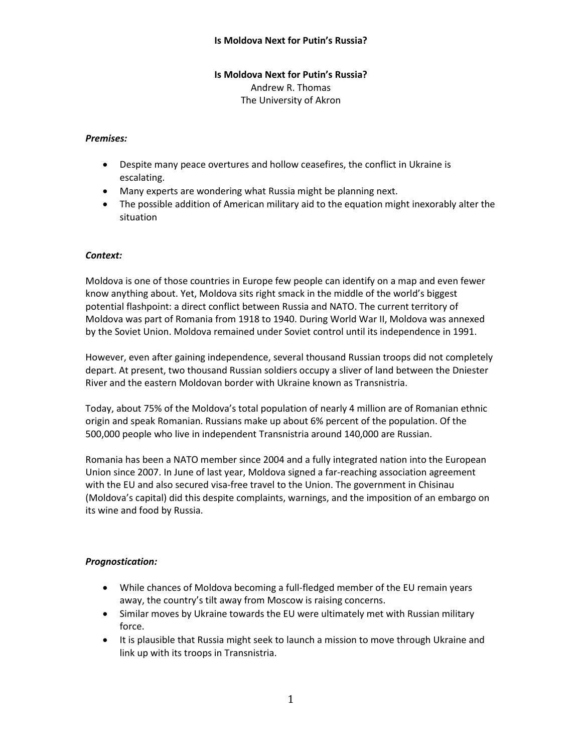# Is Moldova Next for Putin's Russia?

Andrew R. Thomas
The University of Akron

***Premises:***

- Despite many peace overtures and hollow ceasefires, the conflict in Ukraine is escalating.
- Many experts are wondering what Russia might be planning next.
- The possible addition of American military aid to the equation might inexorably alter the situation

***Context:***

Moldova is one of those countries in Europe few people can identify on a map and even fewer know anything about. Yet, Moldova sits right smack in the middle of the world's biggest potential flashpoint: a direct conflict between Russia and NATO. The current territory of Moldova was part of Romania from 1918 to 1940. During World War II, Moldova was annexed by the Soviet Union. Moldova remained under Soviet control until its independence in 1991.

However, even after gaining independence, several thousand Russian troops did not completely depart. At present, two thousand Russian soldiers occupy a sliver of land between the Dniester River and the eastern Moldovan border with Ukraine known as Transnistria.

Today, about 75% of the Moldova's total population of nearly 4 million are of Romanian ethnic origin and speak Romanian. Russians make up about 6% percent of the population. Of the 500,000 people who live in independent Transnistria around 140,000 are Russian.

Romania has been a NATO member since 2004 and a fully integrated nation into the European Union since 2007. In June of last year, Moldova signed a far-reaching association agreement with the EU and also secured visa-free travel to the Union. The government in Chisinau (Moldova's capital) did this despite complaints, warnings, and the imposition of an embargo on its wine and food by Russia.

***Prognostication:***

- While chances of Moldova becoming a full-fledged member of the EU remain years away, the country's tilt away from Moscow is raising concerns.
- Similar moves by Ukraine towards the EU were ultimately met with Russian military force.
- It is plausible that Russia might seek to launch a mission to move through Ukraine and link up with its troops in Transnistria.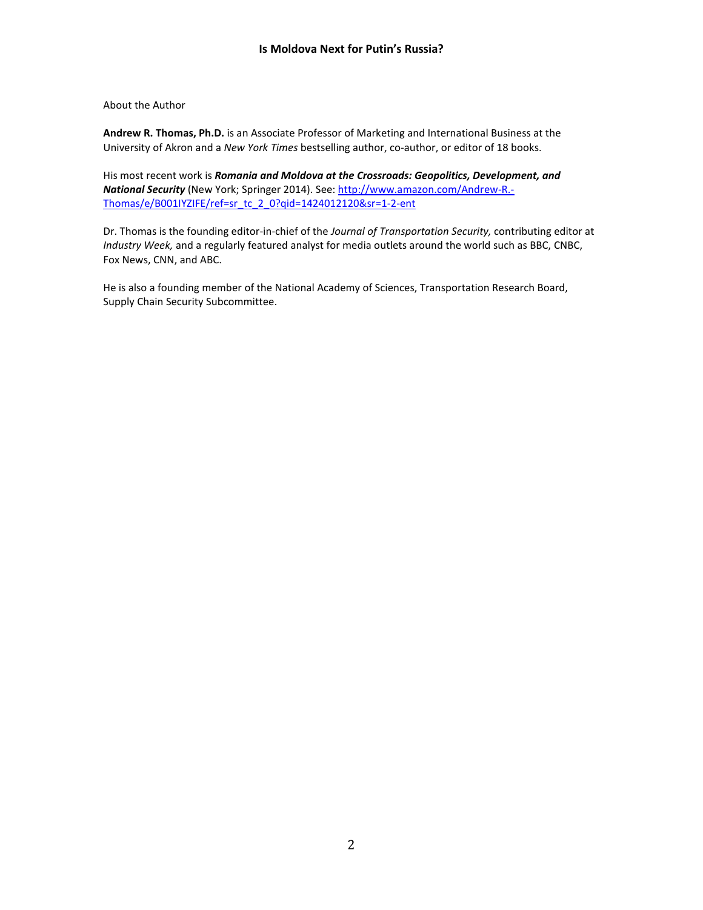About the Author

**Andrew R. Thomas, Ph.D.** is an Associate Professor of Marketing and International Business at the University of Akron and a *New York Times* bestselling author, co-author, or editor of 18 books.

His most recent work is ***Romania and Moldova at the Crossroads: Geopolitics, Development, and National Security*** (New York; Springer 2014). See: [http://www.amazon.com/Andrew-R.-Thomas/e/B001IYZIFE/ref=sr_tc_2_0?qid=1424012120&sr=1-2-ent](http://www.amazon.com/Andrew-R.-Thomas/e/B001IYZIFE/ref=sr_tc_2_0?qid=1424012120&sr=1-2-ent)

Dr. Thomas is the founding editor-in-chief of the *Journal of Transportation Security,* contributing editor at *Industry Week,* and a regularly featured analyst for media outlets around the world such as BBC, CNBC, Fox News, CNN, and ABC.

He is also a founding member of the National Academy of Sciences, Transportation Research Board, Supply Chain Security Subcommittee.